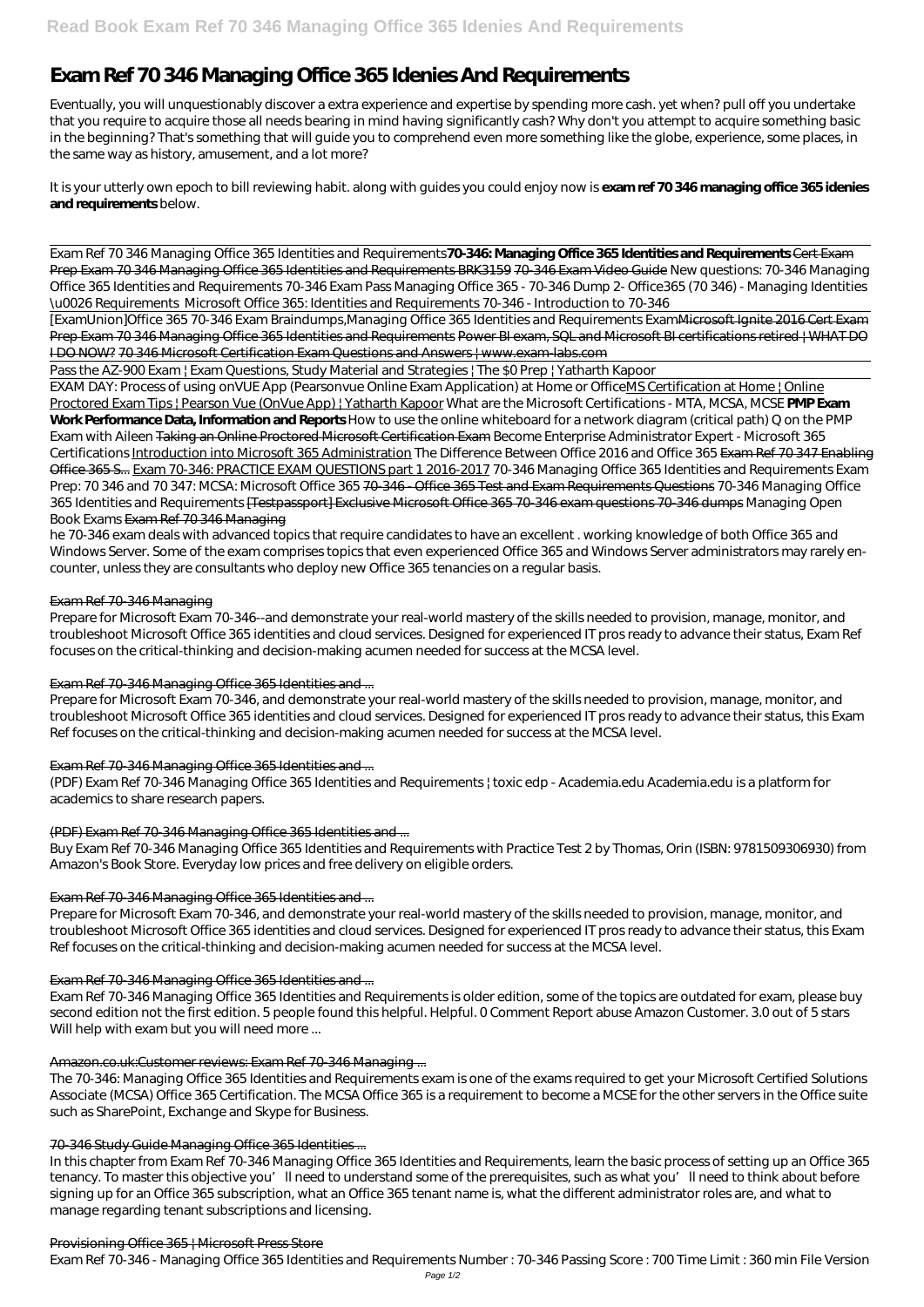# Exam Ref 70 346 Managing Office 365 Idenies And Requirements

Eventually, you will unquestionably discover a extra experience and expertise by spending more cash. yet when? pull off you undertake that you require to acquire those all needs bearing in mind having significantly cash? Why don't you attempt to acquire something basic in the beginning? That's something that will guide you to comprehend even more something like the globe, experience, some places, in the same way as history, amusement, and a lot more?

It is your utterly own epoch to bill reviewing habit. along with guides you could enjoy now is **exam ref 70 346 managing office 365 idenies and requirements** below.

Exam Ref 70 346 Managing Office 365 Identities and Requirements **70-346: Managing Office 365 Identities and Requirements** Cert Exam Prep Exam 70 346 Managing Office 365 Identities and Requirements BRK3159 70-346 Exam Video Guide *New questions: 70-346 Managing Office 365 Identities and Requirements 70-346 Exam Pass Managing Office 365 - 70-346 Dump 2- Office365 (70 346) - Managing Identities \u0026 Requirements Microsoft Office 365: Identities and Requirements 70-346 - Introduction to 70-346*

[ExamUnion]Office 365 70-346 Exam Braindumps,Managing Office 365 Identities and Requirements Exam Microsoft Ignite 2016 Cert Exam Prep Exam 70 346 Managing Office 365 Identities and Requirements Power BI exam, SQL and Microsoft BI certifications retired | WHAT DO I DO NOW? 70 346 Microsoft Certification Exam Questions and Answers | www.exam-labs.com

Pass the AZ-900 Exam | Exam Questions, Study Material and Strategies | The $0 Prep | Yatharth Kapoor

EXAM DAY: Process of using onVUE App (Pearsonvue Online Exam Application) at Home or Office MS Certification at Home | Online Proctored Exam Tips | Pearson Vue (OnVue App) | Yatharth Kapoor *What are the Microsoft Certifications - MTA, MCSA, MCSE* **PMP Exam Work Performance Data, Information and Reports** *How to use the online whiteboard for a network diagram (critical path) Q on the PMP Exam with Aileen* Taking an Online Proctored Microsoft Certification Exam *Become Enterprise Administrator Expert - Microsoft 365 Certifications* Introduction into Microsoft 365 Administration *The Difference Between Office 2016 and Office 365* Exam Ref 70 347 Enabling Office 365 S... Exam 70-346: PRACTICE EXAM QUESTIONS part 1 2016-2017 *70-346 Managing Office 365 Identities and Requirements Exam Prep: 70 346 and 70 347: MCSA: Microsoft Office 365* 70-346 - Office 365 Test and Exam Requirements Questions *70-346 Managing Office 365 Identities and Requirements* [Testpassport] Exclusive Microsoft Office 365 70-346 exam questions 70-346 dumps *Managing Open Book Exams* Exam Ref 70 346 Managing

he 70-346 exam deals with advanced topics that require candidates to have an excellent . working knowledge of both Office 365 and Windows Server. Some of the exam comprises topics that even experienced Office 365 and Windows Server administrators may rarely en-counter, unless they are consultants who deploy new Office 365 tenancies on a regular basis.

## Exam Ref 70-346 Managing

Prepare for Microsoft Exam 70-346--and demonstrate your real-world mastery of the skills needed to provision, manage, monitor, and troubleshoot Microsoft Office 365 identities and cloud services. Designed for experienced IT pros ready to advance their status, Exam Ref focuses on the critical-thinking and decision-making acumen needed for success at the MCSA level.

## Exam Ref 70-346 Managing Office 365 Identities and ...

Prepare for Microsoft Exam 70-346, and demonstrate your real-world mastery of the skills needed to provision, manage, monitor, and troubleshoot Microsoft Office 365 identities and cloud services. Designed for experienced IT pros ready to advance their status, this Exam Ref focuses on the critical-thinking and decision-making acumen needed for success at the MCSA level.

## Exam Ref 70-346 Managing Office 365 Identities and ...

(PDF) Exam Ref 70-346 Managing Office 365 Identities and Requirements | toxic edp - Academia.edu Academia.edu is a platform for academics to share research papers.

## (PDF) Exam Ref 70-346 Managing Office 365 Identities and ...

Buy Exam Ref 70-346 Managing Office 365 Identities and Requirements with Practice Test 2 by Thomas, Orin (ISBN: 9781509306930) from Amazon's Book Store. Everyday low prices and free delivery on eligible orders.

## Exam Ref 70-346 Managing Office 365 Identities and ...

Prepare for Microsoft Exam 70-346, and demonstrate your real-world mastery of the skills needed to provision, manage, monitor, and troubleshoot Microsoft Office 365 identities and cloud services. Designed for experienced IT pros ready to advance their status, this Exam Ref focuses on the critical-thinking and decision-making acumen needed for success at the MCSA level.

## Exam Ref 70-346 Managing Office 365 Identities and ...

Exam Ref 70-346 Managing Office 365 Identities and Requirements is older edition, some of the topics are outdated for exam, please buy second edition not the first edition. 5 people found this helpful. Helpful. 0 Comment Report abuse Amazon Customer. 3.0 out of 5 stars Will help with exam but you will need more ...

## Amazon.co.uk:Customer reviews: Exam Ref 70-346 Managing ...

The 70-346: Managing Office 365 Identities and Requirements exam is one of the exams required to get your Microsoft Certified Solutions Associate (MCSA) Office 365 Certification. The MCSA Office 365 is a requirement to become a MCSE for the other servers in the Office suite such as SharePoint, Exchange and Skype for Business.

## 70-346 Study Guide Managing Office 365 Identities ...

In this chapter from Exam Ref 70-346 Managing Office 365 Identities and Requirements, learn the basic process of setting up an Office 365 tenancy. To master this objective you'll need to understand some of the prerequisites, such as what you'll need to think about before signing up for an Office 365 subscription, what an Office 365 tenant name is, what the different administrator roles are, and what to manage regarding tenant subscriptions and licensing.

## Provisioning Office 365 | Microsoft Press Store

Exam Ref 70-346 - Managing Office 365 Identities and Requirements Number : 70-346 Passing Score : 700 Time Limit : 360 min File Version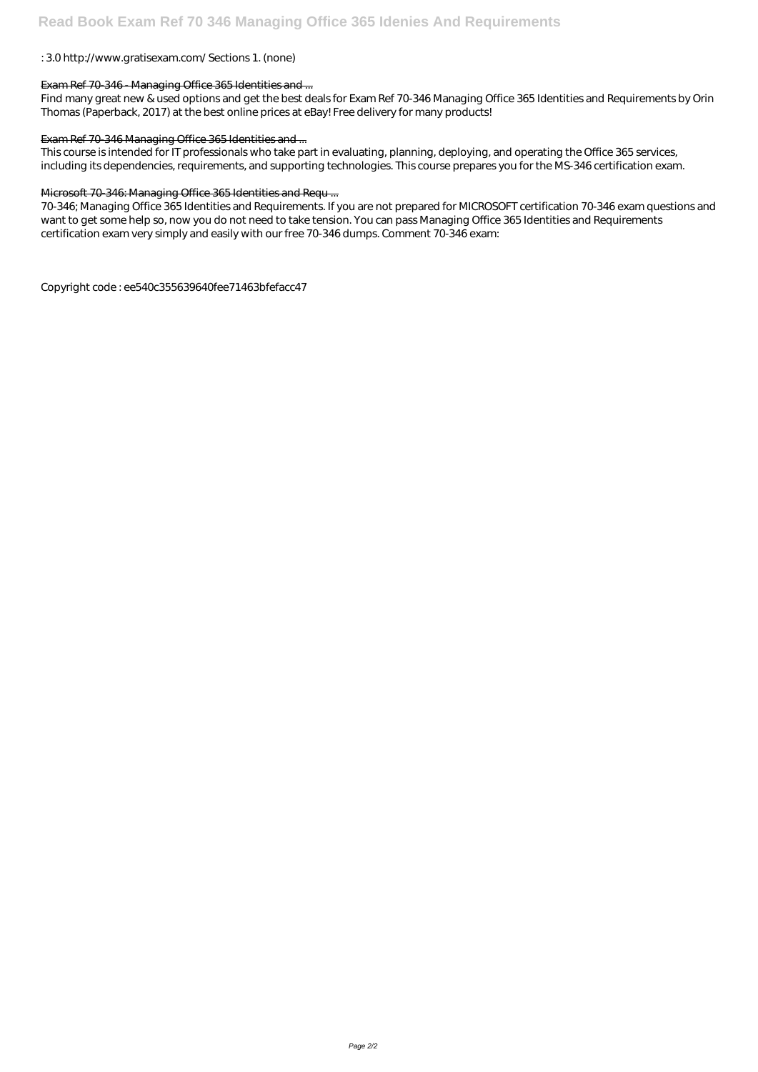: 3.0 http://www.gratisexam.com/ Sections 1. (none)

Exam Ref 70-346 - Managing Office 365 Identities and ...

Find many great new & used options and get the best deals for Exam Ref 70-346 Managing Office 365 Identities and Requirements by Orin Thomas (Paperback, 2017) at the best online prices at eBay! Free delivery for many products!

Exam Ref 70-346 Managing Office 365 Identities and ...

This course is intended for IT professionals who take part in evaluating, planning, deploying, and operating the Office 365 services, including its dependencies, requirements, and supporting technologies. This course prepares you for the MS-346 certification exam.

Microsoft 70-346: Managing Office 365 Identities and Requ ...

70-346; Managing Office 365 Identities and Requirements. If you are not prepared for MICROSOFT certification 70-346 exam questions and want to get some help so, now you do not need to take tension. You can pass Managing Office 365 Identities and Requirements certification exam very simply and easily with our free 70-346 dumps. Comment 70-346 exam:

Copyright code : ee540c355639640fee71463bfefacc47